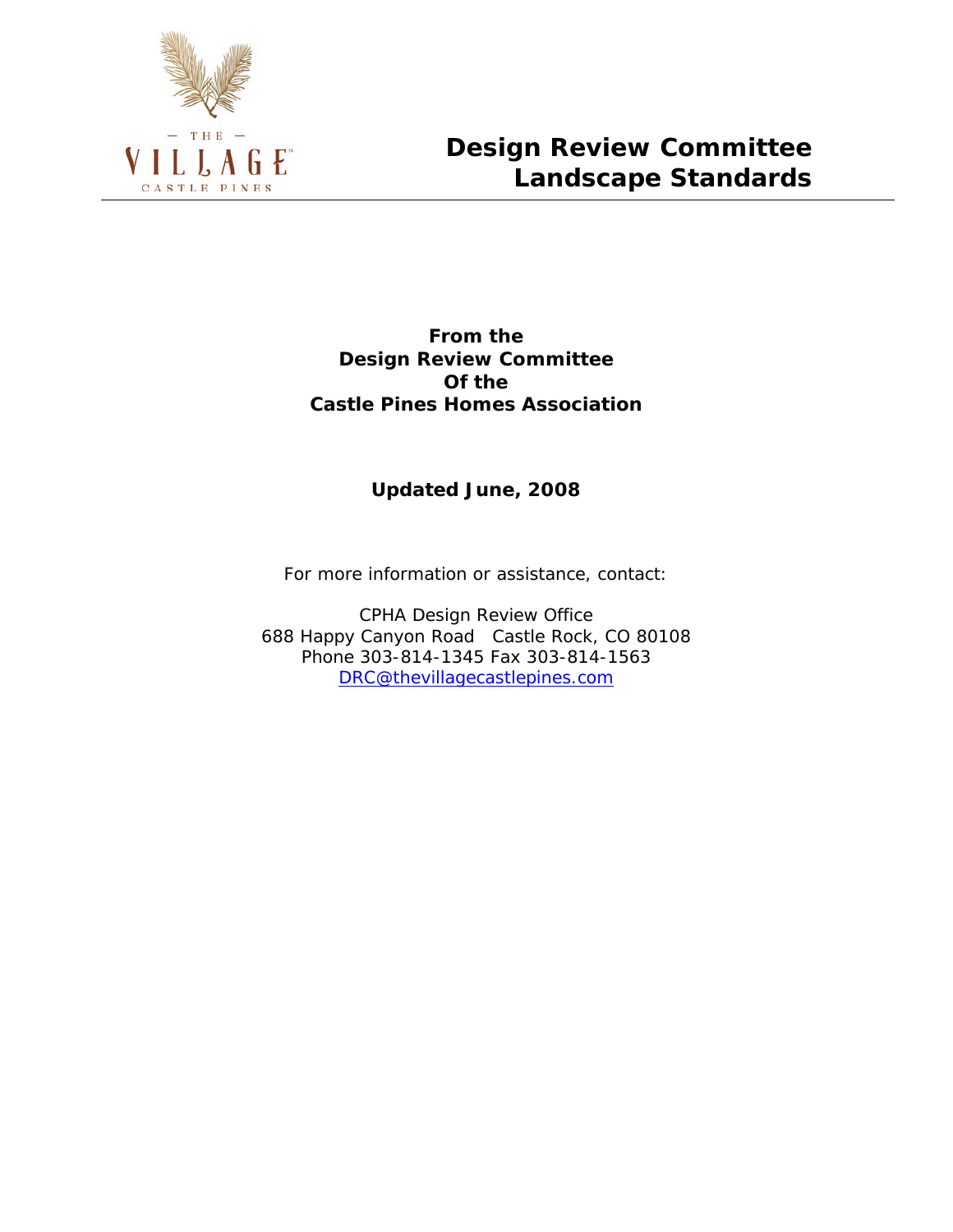# Design Review Committee Landscape Standards

**From the**
**Design Review Committee**
**Of the**
**Castle Pines Homes Association**

**Updated June, 2008**

For more information or assistance, contact:

CPHA Design Review Office
688 Happy Canyon Road Castle Rock, CO 80108
Phone 303-814-1345 Fax 303-814-1563
DRC@thevillagecastlepines.com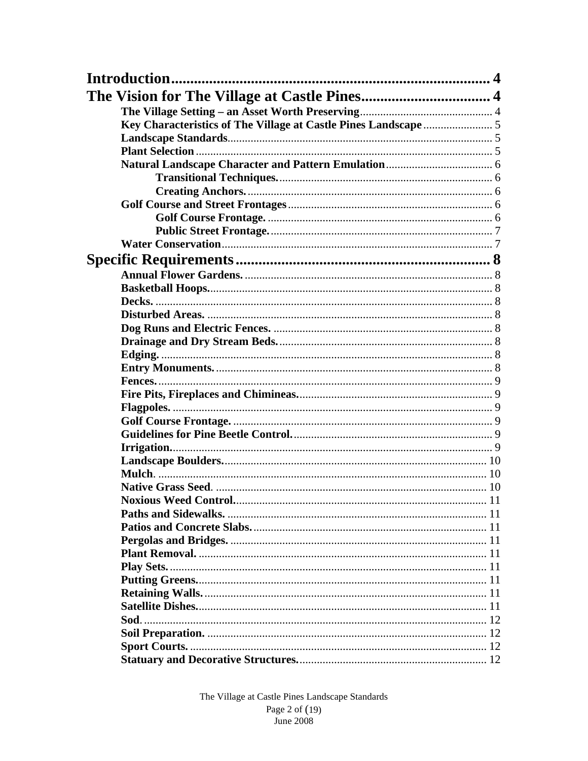**Introduction** ........................................................................ 4

**The Vision for The Village at Castle Pines** ........................................ 4

- **The Village Setting – an Asset Worth Preserving** ........................................ 4
- **Key Characteristics of The Village at Castle Pines Landscape** ........................ 5
- **Landscape Standards** ........................................................................ 5
- **Plant Selection** ........................................................................ 5
- **Natural Landscape Character and Pattern Emulation** ................................ 6
  - **Transitional Techniques.** ........................................................ 6
  - **Creating Anchors.** ................................................................ 6
- **Golf Course and Street Frontages** ................................................ 6
  - **Golf Course Frontage.** ............................................................ 6
  - **Public Street Frontage.** .......................................................... 7
- **Water Conservation** ........................................................................ 7

**Specific Requirements** ................................................................ 8

- **Annual Flower Gardens.** ........................................................ 8
- **Basketball Hoops.** ................................................................ 8
- **Decks.** ........................................................................ 8
- **Disturbed Areas.** ................................................................ 8
- **Dog Runs and Electric Fences.** ................................................ 8
- **Drainage and Dry Stream Beds.** ................................................ 8
- **Edging.** ........................................................................ 8
- **Entry Monuments.** ................................................................ 8
- **Fences.** ........................................................................ 9
- **Fire Pits, Fireplaces and Chimineas.** ........................................ 9
- **Flagpoles.** ........................................................................ 9
- **Golf Course Frontage.** ............................................................ 9
- **Guidelines for Pine Beetle Control.** ........................................ 9
- **Irrigation.** ........................................................................ 9
- **Landscape Boulders.** ............................................................ 10
- **Mulch.** ........................................................................ 10
- **Native Grass Seed.** ................................................................ 10
- **Noxious Weed Control.** ............................................................ 11
- **Paths and Sidewalks.** ............................................................ 11
- **Patios and Concrete Slabs.** ........................................................ 11
- **Pergolas and Bridges.** ............................................................ 11
- **Plant Removal.** ................................................................ 11
- **Play Sets.** ........................................................................ 11
- **Putting Greens.** ................................................................ 11
- **Retaining Walls.** ................................................................ 11
- **Satellite Dishes.** ................................................................ 11
- **Sod.** ........................................................................ 12
- **Soil Preparation.** ................................................................ 12
- **Sport Courts.** ................................................................ 12
- **Statuary and Decorative Structures.** ........................................ 12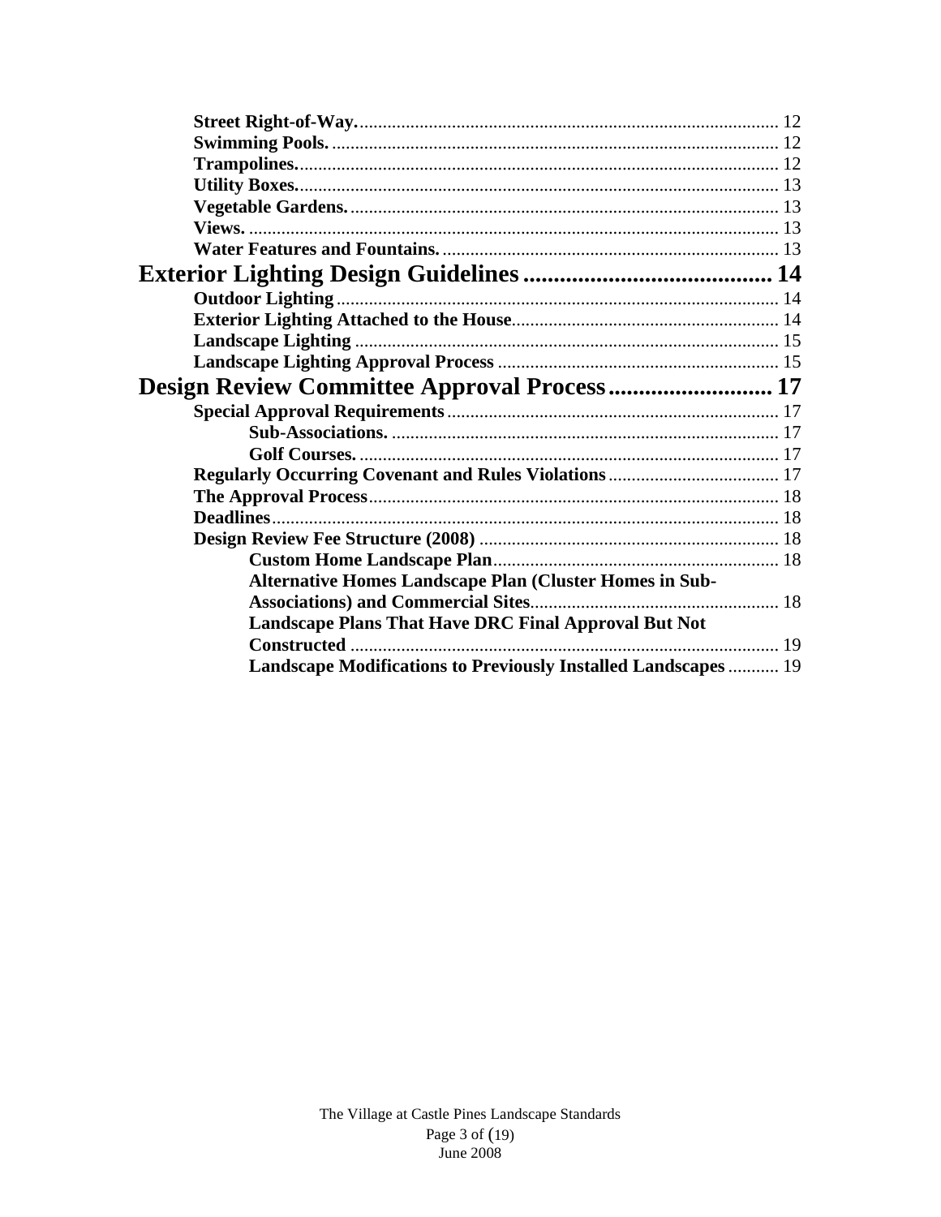**Street Right-of-Way.** .......... 12
**Swimming Pools.** .......... 12
**Trampolines.** .......... 12
**Utility Boxes.** .......... 13
**Vegetable Gardens.** .......... 13
**Views.** .......... 13
**Water Features and Fountains.** .......... 13

# Exterior Lighting Design Guidelines .......... 14

**Outdoor Lighting** .......... 14
**Exterior Lighting Attached to the House** .......... 14
**Landscape Lighting** .......... 15
**Landscape Lighting Approval Process** .......... 15

# Design Review Committee Approval Process .......... 17

**Special Approval Requirements** .......... 17
- **Sub-Associations.** .......... 17
- **Golf Courses.** .......... 17

**Regularly Occurring Covenant and Rules Violations** .......... 17
**The Approval Process** .......... 18
**Deadlines** .......... 18
**Design Review Fee Structure (2008)** .......... 18
- **Custom Home Landscape Plan** .......... 18
- **Alternative Homes Landscape Plan (Cluster Homes in Sub-Associations) and Commercial Sites** .......... 18
- **Landscape Plans That Have DRC Final Approval But Not Constructed** .......... 19
- **Landscape Modifications to Previously Installed Landscapes** .......... 19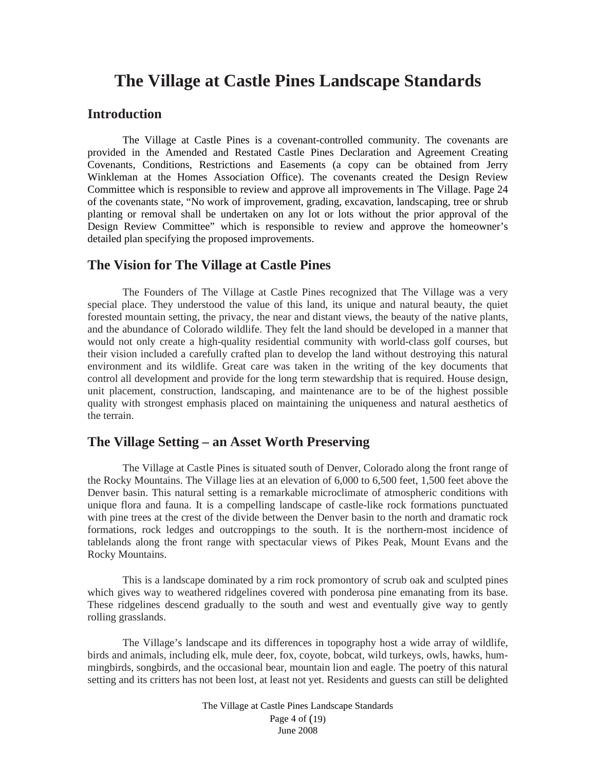# The Village at Castle Pines Landscape Standards

## Introduction

The Village at Castle Pines is a covenant-controlled community. The covenants are provided in the Amended and Restated Castle Pines Declaration and Agreement Creating Covenants, Conditions, Restrictions and Easements (a copy can be obtained from Jerry Winkleman at the Homes Association Office). The covenants created the Design Review Committee which is responsible to review and approve all improvements in The Village. Page 24 of the covenants state, "No work of improvement, grading, excavation, landscaping, tree or shrub planting or removal shall be undertaken on any lot or lots without the prior approval of the Design Review Committee" which is responsible to review and approve the homeowner's detailed plan specifying the proposed improvements.

## The Vision for The Village at Castle Pines

The Founders of The Village at Castle Pines recognized that The Village was a very special place. They understood the value of this land, its unique and natural beauty, the quiet forested mountain setting, the privacy, the near and distant views, the beauty of the native plants, and the abundance of Colorado wildlife. They felt the land should be developed in a manner that would not only create a high-quality residential community with world-class golf courses, but their vision included a carefully crafted plan to develop the land without destroying this natural environment and its wildlife. Great care was taken in the writing of the key documents that control all development and provide for the long term stewardship that is required. House design, unit placement, construction, landscaping, and maintenance are to be of the highest possible quality with strongest emphasis placed on maintaining the uniqueness and natural aesthetics of the terrain.

## The Village Setting – an Asset Worth Preserving

The Village at Castle Pines is situated south of Denver, Colorado along the front range of the Rocky Mountains. The Village lies at an elevation of 6,000 to 6,500 feet, 1,500 feet above the Denver basin. This natural setting is a remarkable microclimate of atmospheric conditions with unique flora and fauna. It is a compelling landscape of castle-like rock formations punctuated with pine trees at the crest of the divide between the Denver basin to the north and dramatic rock formations, rock ledges and outcroppings to the south. It is the northern-most incidence of tablelands along the front range with spectacular views of Pikes Peak, Mount Evans and the Rocky Mountains.

This is a landscape dominated by a rim rock promontory of scrub oak and sculpted pines which gives way to weathered ridgelines covered with ponderosa pine emanating from its base. These ridgelines descend gradually to the south and west and eventually give way to gently rolling grasslands.

The Village's landscape and its differences in topography host a wide array of wildlife, birds and animals, including elk, mule deer, fox, coyote, bobcat, wild turkeys, owls, hawks, hummingbirds, songbirds, and the occasional bear, mountain lion and eagle. The poetry of this natural setting and its critters has not been lost, at least not yet. Residents and guests can still be delighted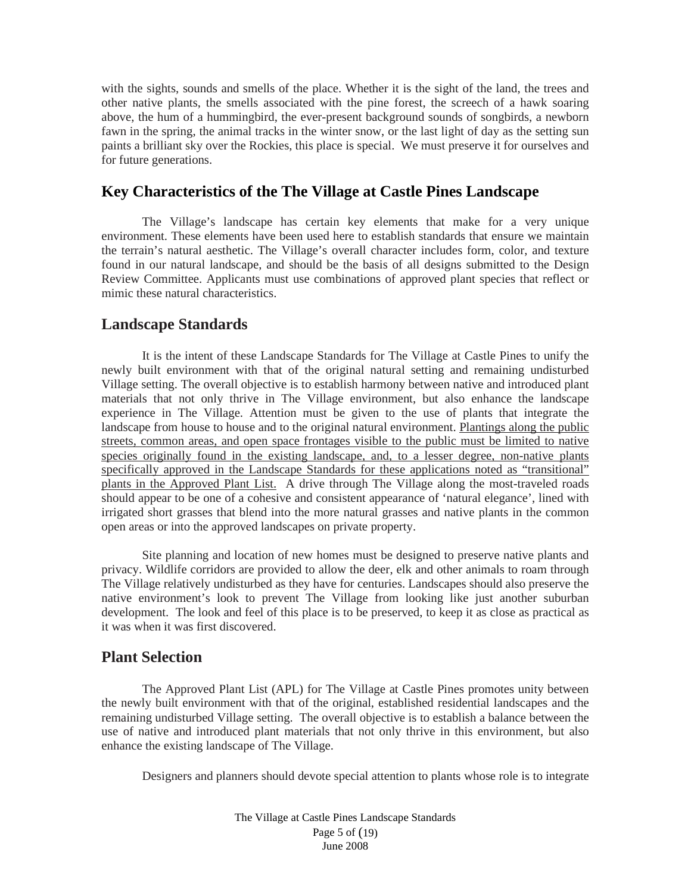with the sights, sounds and smells of the place. Whether it is the sight of the land, the trees and other native plants, the smells associated with the pine forest, the screech of a hawk soaring above, the hum of a hummingbird, the ever-present background sounds of songbirds, a newborn fawn in the spring, the animal tracks in the winter snow, or the last light of day as the setting sun paints a brilliant sky over the Rockies, this place is special. We must preserve it for ourselves and for future generations.

## Key Characteristics of the The Village at Castle Pines Landscape

The Village's landscape has certain key elements that make for a very unique environment. These elements have been used here to establish standards that ensure we maintain the terrain's natural aesthetic. The Village's overall character includes form, color, and texture found in our natural landscape, and should be the basis of all designs submitted to the Design Review Committee. Applicants must use combinations of approved plant species that reflect or mimic these natural characteristics.

## Landscape Standards

It is the intent of these Landscape Standards for The Village at Castle Pines to unify the newly built environment with that of the original natural setting and remaining undisturbed Village setting. The overall objective is to establish harmony between native and introduced plant materials that not only thrive in The Village environment, but also enhance the landscape experience in The Village. Attention must be given to the use of plants that integrate the landscape from house to house and to the original natural environment. <u>Plantings along the public streets, common areas, and open space frontages visible to the public must be limited to native species originally found in the existing landscape, and, to a lesser degree, non-native plants specifically approved in the Landscape Standards for these applications noted as "transitional" plants in the Approved Plant List.</u> A drive through The Village along the most-traveled roads should appear to be one of a cohesive and consistent appearance of 'natural elegance', lined with irrigated short grasses that blend into the more natural grasses and native plants in the common open areas or into the approved landscapes on private property.

Site planning and location of new homes must be designed to preserve native plants and privacy. Wildlife corridors are provided to allow the deer, elk and other animals to roam through The Village relatively undisturbed as they have for centuries. Landscapes should also preserve the native environment's look to prevent The Village from looking like just another suburban development. The look and feel of this place is to be preserved, to keep it as close as practical as it was when it was first discovered.

## Plant Selection

The Approved Plant List (APL) for The Village at Castle Pines promotes unity between the newly built environment with that of the original, established residential landscapes and the remaining undisturbed Village setting. The overall objective is to establish a balance between the use of native and introduced plant materials that not only thrive in this environment, but also enhance the existing landscape of The Village.

Designers and planners should devote special attention to plants whose role is to integrate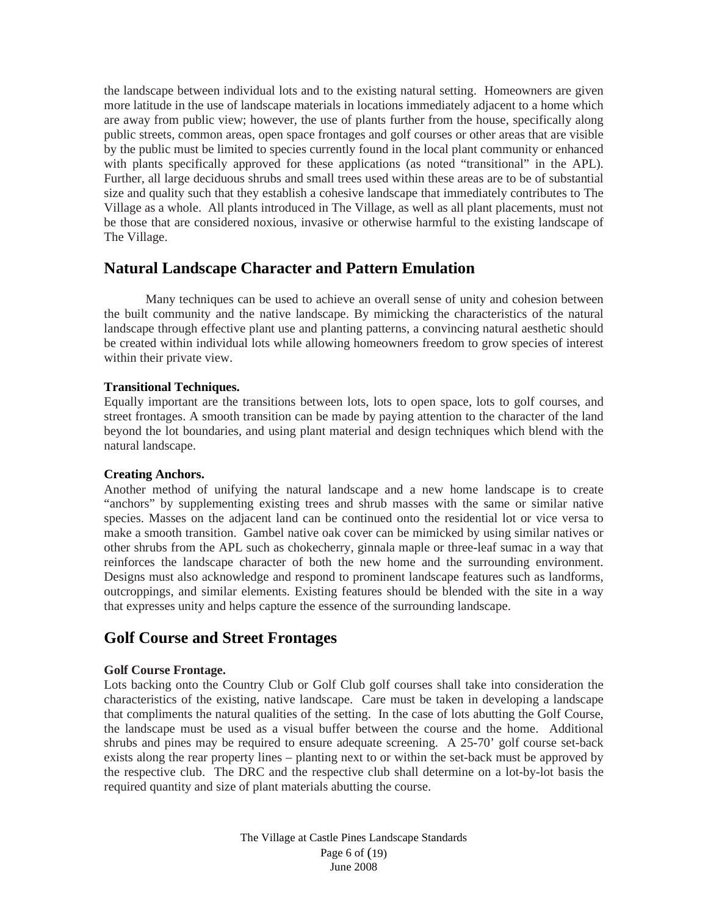the landscape between individual lots and to the existing natural setting. Homeowners are given more latitude in the use of landscape materials in locations immediately adjacent to a home which are away from public view; however, the use of plants further from the house, specifically along public streets, common areas, open space frontages and golf courses or other areas that are visible by the public must be limited to species currently found in the local plant community or enhanced with plants specifically approved for these applications (as noted "transitional" in the APL). Further, all large deciduous shrubs and small trees used within these areas are to be of substantial size and quality such that they establish a cohesive landscape that immediately contributes to The Village as a whole. All plants introduced in The Village, as well as all plant placements, must not be those that are considered noxious, invasive or otherwise harmful to the existing landscape of The Village.

## Natural Landscape Character and Pattern Emulation

Many techniques can be used to achieve an overall sense of unity and cohesion between the built community and the native landscape. By mimicking the characteristics of the natural landscape through effective plant use and planting patterns, a convincing natural aesthetic should be created within individual lots while allowing homeowners freedom to grow species of interest within their private view.

**Transitional Techniques.**
Equally important are the transitions between lots, lots to open space, lots to golf courses, and street frontages. A smooth transition can be made by paying attention to the character of the land beyond the lot boundaries, and using plant material and design techniques which blend with the natural landscape.

**Creating Anchors.**
Another method of unifying the natural landscape and a new home landscape is to create "anchors" by supplementing existing trees and shrub masses with the same or similar native species. Masses on the adjacent land can be continued onto the residential lot or vice versa to make a smooth transition. Gambel native oak cover can be mimicked by using similar natives or other shrubs from the APL such as chokecherry, ginnala maple or three-leaf sumac in a way that reinforces the landscape character of both the new home and the surrounding environment. Designs must also acknowledge and respond to prominent landscape features such as landforms, outcroppings, and similar elements. Existing features should be blended with the site in a way that expresses unity and helps capture the essence of the surrounding landscape.

## Golf Course and Street Frontages

**Golf Course Frontage.**
Lots backing onto the Country Club or Golf Club golf courses shall take into consideration the characteristics of the existing, native landscape. Care must be taken in developing a landscape that compliments the natural qualities of the setting. In the case of lots abutting the Golf Course, the landscape must be used as a visual buffer between the course and the home. Additional shrubs and pines may be required to ensure adequate screening. A 25-70' golf course set-back exists along the rear property lines – planting next to or within the set-back must be approved by the respective club. The DRC and the respective club shall determine on a lot-by-lot basis the required quantity and size of plant materials abutting the course.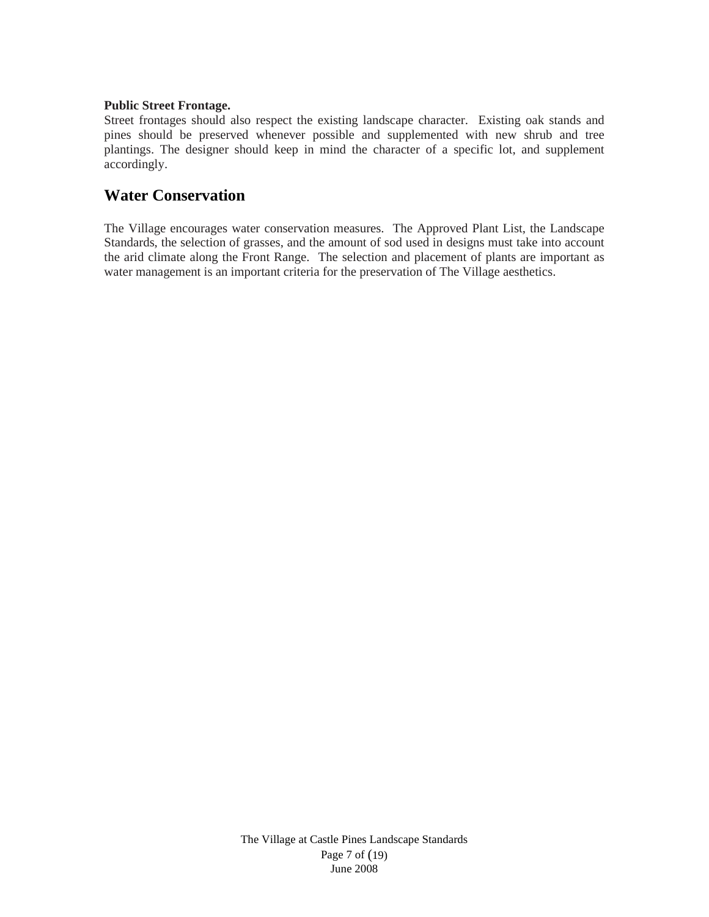**Public Street Frontage.**
Street frontages should also respect the existing landscape character. Existing oak stands and pines should be preserved whenever possible and supplemented with new shrub and tree plantings. The designer should keep in mind the character of a specific lot, and supplement accordingly.

## Water Conservation

The Village encourages water conservation measures. The Approved Plant List, the Landscape Standards, the selection of grasses, and the amount of sod used in designs must take into account the arid climate along the Front Range. The selection and placement of plants are important as water management is an important criteria for the preservation of The Village aesthetics.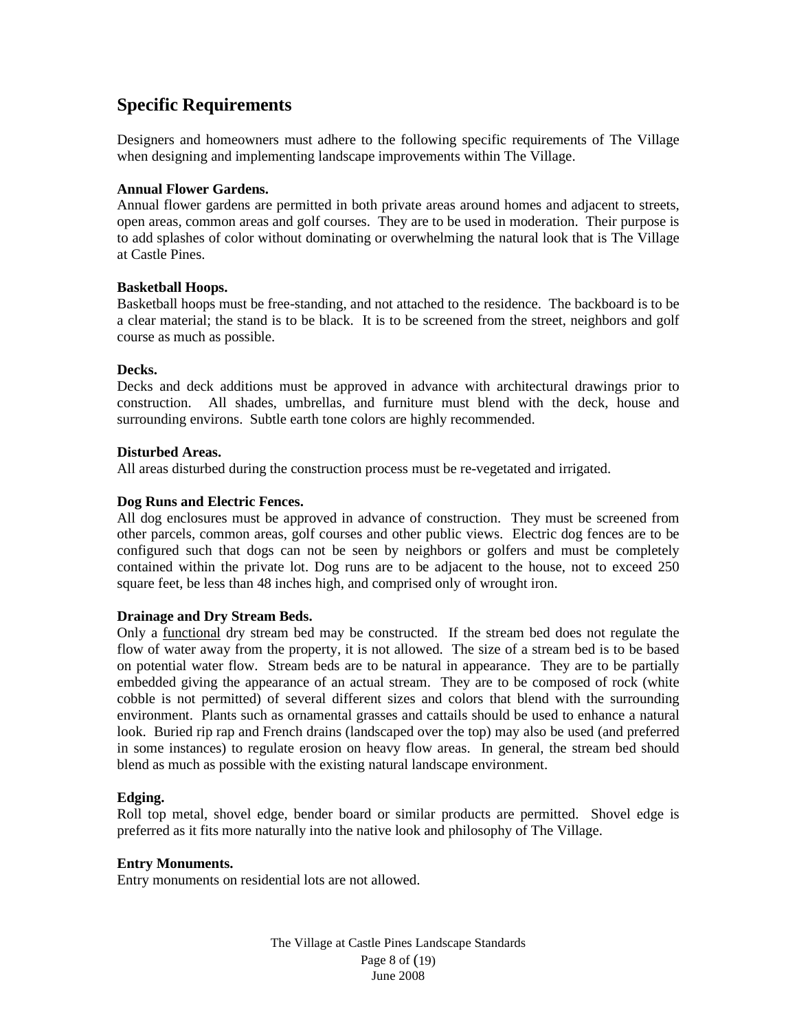## Specific Requirements

Designers and homeowners must adhere to the following specific requirements of The Village when designing and implementing landscape improvements within The Village.

**Annual Flower Gardens.**
Annual flower gardens are permitted in both private areas around homes and adjacent to streets, open areas, common areas and golf courses. They are to be used in moderation. Their purpose is to add splashes of color without dominating or overwhelming the natural look that is The Village at Castle Pines.

**Basketball Hoops.**
Basketball hoops must be free-standing, and not attached to the residence. The backboard is to be a clear material; the stand is to be black. It is to be screened from the street, neighbors and golf course as much as possible.

**Decks.**
Decks and deck additions must be approved in advance with architectural drawings prior to construction. All shades, umbrellas, and furniture must blend with the deck, house and surrounding environs. Subtle earth tone colors are highly recommended.

**Disturbed Areas.**
All areas disturbed during the construction process must be re-vegetated and irrigated.

**Dog Runs and Electric Fences.**
All dog enclosures must be approved in advance of construction. They must be screened from other parcels, common areas, golf courses and other public views. Electric dog fences are to be configured such that dogs can not be seen by neighbors or golfers and must be completely contained within the private lot. Dog runs are to be adjacent to the house, not to exceed 250 square feet, be less than 48 inches high, and comprised only of wrought iron.

**Drainage and Dry Stream Beds.**
Only a functional dry stream bed may be constructed. If the stream bed does not regulate the flow of water away from the property, it is not allowed. The size of a stream bed is to be based on potential water flow. Stream beds are to be natural in appearance. They are to be partially embedded giving the appearance of an actual stream. They are to be composed of rock (white cobble is not permitted) of several different sizes and colors that blend with the surrounding environment. Plants such as ornamental grasses and cattails should be used to enhance a natural look. Buried rip rap and French drains (landscaped over the top) may also be used (and preferred in some instances) to regulate erosion on heavy flow areas. In general, the stream bed should blend as much as possible with the existing natural landscape environment.

**Edging.**
Roll top metal, shovel edge, bender board or similar products are permitted. Shovel edge is preferred as it fits more naturally into the native look and philosophy of The Village.

**Entry Monuments.**
Entry monuments on residential lots are not allowed.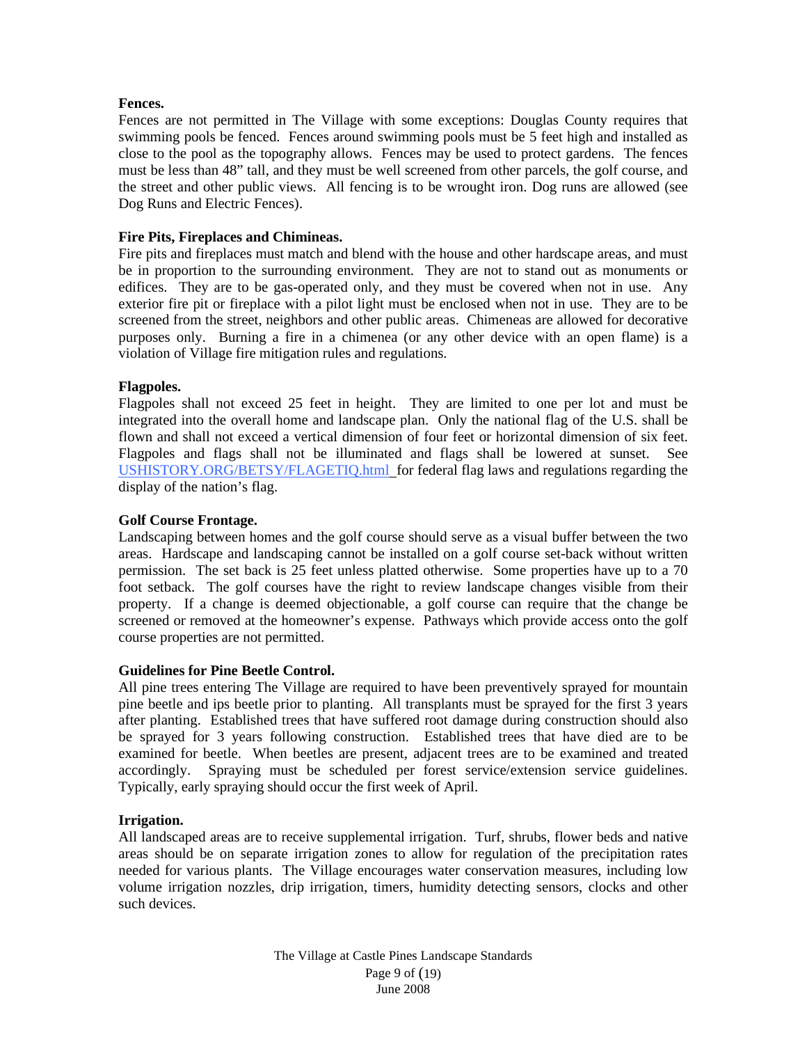**Fences.**
Fences are not permitted in The Village with some exceptions: Douglas County requires that swimming pools be fenced. Fences around swimming pools must be 5 feet high and installed as close to the pool as the topography allows. Fences may be used to protect gardens. The fences must be less than 48" tall, and they must be well screened from other parcels, the golf course, and the street and other public views. All fencing is to be wrought iron. Dog runs are allowed (see Dog Runs and Electric Fences).

**Fire Pits, Fireplaces and Chimineas.**
Fire pits and fireplaces must match and blend with the house and other hardscape areas, and must be in proportion to the surrounding environment. They are not to stand out as monuments or edifices. They are to be gas-operated only, and they must be covered when not in use. Any exterior fire pit or fireplace with a pilot light must be enclosed when not in use. They are to be screened from the street, neighbors and other public areas. Chimeneas are allowed for decorative purposes only. Burning a fire in a chimenea (or any other device with an open flame) is a violation of Village fire mitigation rules and regulations.

**Flagpoles.**
Flagpoles shall not exceed 25 feet in height. They are limited to one per lot and must be integrated into the overall home and landscape plan. Only the national flag of the U.S. shall be flown and shall not exceed a vertical dimension of four feet or horizontal dimension of six feet. Flagpoles and flags shall not be illuminated and flags shall be lowered at sunset. See USHISTORY.ORG/BETSY/FLAGETIQ.html for federal flag laws and regulations regarding the display of the nation's flag.

**Golf Course Frontage.**
Landscaping between homes and the golf course should serve as a visual buffer between the two areas. Hardscape and landscaping cannot be installed on a golf course set-back without written permission. The set back is 25 feet unless platted otherwise. Some properties have up to a 70 foot setback. The golf courses have the right to review landscape changes visible from their property. If a change is deemed objectionable, a golf course can require that the change be screened or removed at the homeowner's expense. Pathways which provide access onto the golf course properties are not permitted.

**Guidelines for Pine Beetle Control.**
All pine trees entering The Village are required to have been preventively sprayed for mountain pine beetle and ips beetle prior to planting. All transplants must be sprayed for the first 3 years after planting. Established trees that have suffered root damage during construction should also be sprayed for 3 years following construction. Established trees that have died are to be examined for beetle. When beetles are present, adjacent trees are to be examined and treated accordingly. Spraying must be scheduled per forest service/extension service guidelines. Typically, early spraying should occur the first week of April.

**Irrigation.**
All landscaped areas are to receive supplemental irrigation. Turf, shrubs, flower beds and native areas should be on separate irrigation zones to allow for regulation of the precipitation rates needed for various plants. The Village encourages water conservation measures, including low volume irrigation nozzles, drip irrigation, timers, humidity detecting sensors, clocks and other such devices.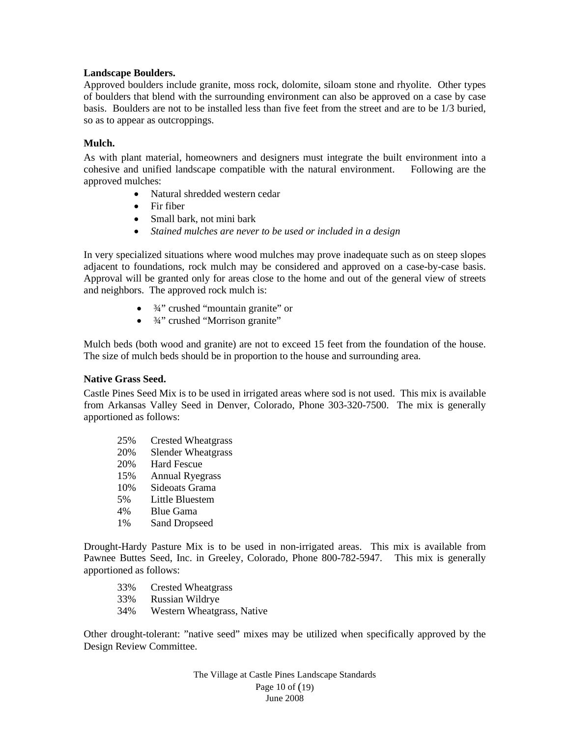**Landscape Boulders.**

Approved boulders include granite, moss rock, dolomite, siloam stone and rhyolite. Other types of boulders that blend with the surrounding environment can also be approved on a case by case basis. Boulders are not to be installed less than five feet from the street and are to be 1/3 buried, so as to appear as outcroppings.

**Mulch.**

As with plant material, homeowners and designers must integrate the built environment into a cohesive and unified landscape compatible with the natural environment. Following are the approved mulches:

- Natural shredded western cedar
- Fir fiber
- Small bark, not mini bark
- *Stained mulches are never to be used or included in a design*

In very specialized situations where wood mulches may prove inadequate such as on steep slopes adjacent to foundations, rock mulch may be considered and approved on a case-by-case basis. Approval will be granted only for areas close to the home and out of the general view of streets and neighbors. The approved rock mulch is:

- ¾" crushed "mountain granite" or
- ¾" crushed "Morrison granite"

Mulch beds (both wood and granite) are not to exceed 15 feet from the foundation of the house. The size of mulch beds should be in proportion to the house and surrounding area.

**Native Grass Seed.**

Castle Pines Seed Mix is to be used in irrigated areas where sod is not used. This mix is available from Arkansas Valley Seed in Denver, Colorado, Phone 303-320-7500. The mix is generally apportioned as follows:

| | |
|---|---|
| 25% | Crested Wheatgrass |
| 20% | Slender Wheatgrass |
| 20% | Hard Fescue |
| 15% | Annual Ryegrass |
| 10% | Sideoats Grama |
| 5% | Little Bluestem |
| 4% | Blue Gama |
| 1% | Sand Dropseed |

Drought-Hardy Pasture Mix is to be used in non-irrigated areas. This mix is available from Pawnee Buttes Seed, Inc. in Greeley, Colorado, Phone 800-782-5947. This mix is generally apportioned as follows:

| | |
|---|---|
| 33% | Crested Wheatgrass |
| 33% | Russian Wildrye |
| 34% | Western Wheatgrass, Native |

Other drought-tolerant: "native seed" mixes may be utilized when specifically approved by the Design Review Committee.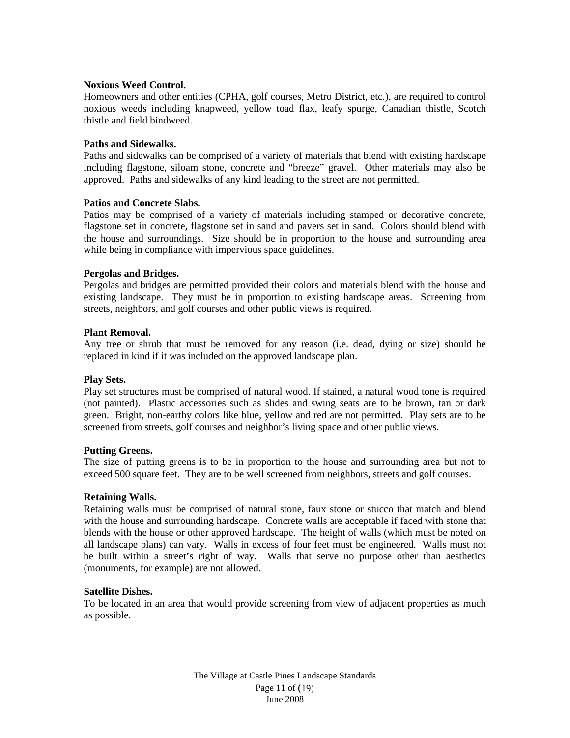**Noxious Weed Control.**
Homeowners and other entities (CPHA, golf courses, Metro District, etc.), are required to control noxious weeds including knapweed, yellow toad flax, leafy spurge, Canadian thistle, Scotch thistle and field bindweed.

**Paths and Sidewalks.**
Paths and sidewalks can be comprised of a variety of materials that blend with existing hardscape including flagstone, siloam stone, concrete and "breeze" gravel. Other materials may also be approved. Paths and sidewalks of any kind leading to the street are not permitted.

**Patios and Concrete Slabs.**
Patios may be comprised of a variety of materials including stamped or decorative concrete, flagstone set in concrete, flagstone set in sand and pavers set in sand. Colors should blend with the house and surroundings. Size should be in proportion to the house and surrounding area while being in compliance with impervious space guidelines.

**Pergolas and Bridges.**
Pergolas and bridges are permitted provided their colors and materials blend with the house and existing landscape. They must be in proportion to existing hardscape areas. Screening from streets, neighbors, and golf courses and other public views is required.

**Plant Removal.**
Any tree or shrub that must be removed for any reason (i.e. dead, dying or size) should be replaced in kind if it was included on the approved landscape plan.

**Play Sets.**
Play set structures must be comprised of natural wood. If stained, a natural wood tone is required (not painted). Plastic accessories such as slides and swing seats are to be brown, tan or dark green. Bright, non-earthy colors like blue, yellow and red are not permitted. Play sets are to be screened from streets, golf courses and neighbor's living space and other public views.

**Putting Greens.**
The size of putting greens is to be in proportion to the house and surrounding area but not to exceed 500 square feet. They are to be well screened from neighbors, streets and golf courses.

**Retaining Walls.**
Retaining walls must be comprised of natural stone, faux stone or stucco that match and blend with the house and surrounding hardscape. Concrete walls are acceptable if faced with stone that blends with the house or other approved hardscape. The height of walls (which must be noted on all landscape plans) can vary. Walls in excess of four feet must be engineered. Walls must not be built within a street's right of way. Walls that serve no purpose other than aesthetics (monuments, for example) are not allowed.

**Satellite Dishes.**
To be located in an area that would provide screening from view of adjacent properties as much as possible.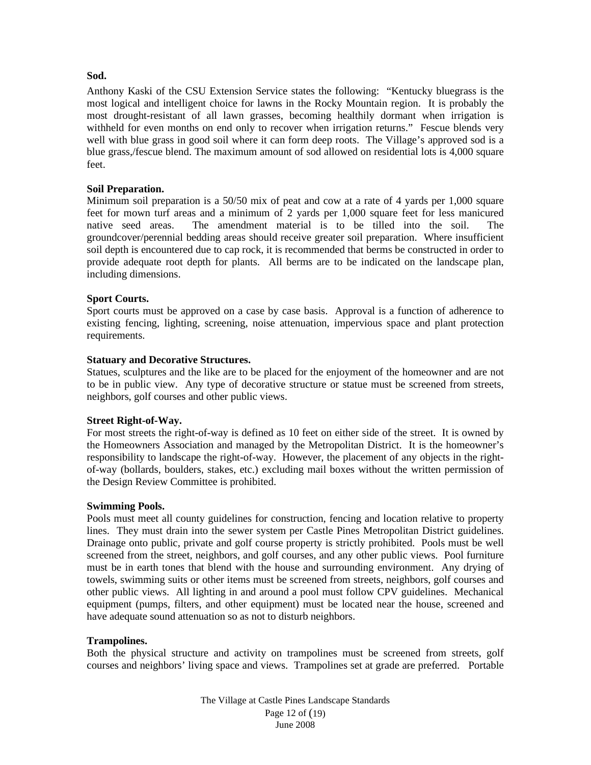**Sod.**

Anthony Kaski of the CSU Extension Service states the following: "Kentucky bluegrass is the most logical and intelligent choice for lawns in the Rocky Mountain region. It is probably the most drought-resistant of all lawn grasses, becoming healthily dormant when irrigation is withheld for even months on end only to recover when irrigation returns." Fescue blends very well with blue grass in good soil where it can form deep roots. The Village's approved sod is a blue grass,/fescue blend. The maximum amount of sod allowed on residential lots is 4,000 square feet.

**Soil Preparation.**

Minimum soil preparation is a 50/50 mix of peat and cow at a rate of 4 yards per 1,000 square feet for mown turf areas and a minimum of 2 yards per 1,000 square feet for less manicured native seed areas. The amendment material is to be tilled into the soil. The groundcover/perennial bedding areas should receive greater soil preparation. Where insufficient soil depth is encountered due to cap rock, it is recommended that berms be constructed in order to provide adequate root depth for plants. All berms are to be indicated on the landscape plan, including dimensions.

**Sport Courts.**

Sport courts must be approved on a case by case basis. Approval is a function of adherence to existing fencing, lighting, screening, noise attenuation, impervious space and plant protection requirements.

**Statuary and Decorative Structures.**

Statues, sculptures and the like are to be placed for the enjoyment of the homeowner and are not to be in public view. Any type of decorative structure or statue must be screened from streets, neighbors, golf courses and other public views.

**Street Right-of-Way.**

For most streets the right-of-way is defined as 10 feet on either side of the street. It is owned by the Homeowners Association and managed by the Metropolitan District. It is the homeowner's responsibility to landscape the right-of-way. However, the placement of any objects in the right-of-way (bollards, boulders, stakes, etc.) excluding mail boxes without the written permission of the Design Review Committee is prohibited.

**Swimming Pools.**

Pools must meet all county guidelines for construction, fencing and location relative to property lines. They must drain into the sewer system per Castle Pines Metropolitan District guidelines. Drainage onto public, private and golf course property is strictly prohibited. Pools must be well screened from the street, neighbors, and golf courses, and any other public views. Pool furniture must be in earth tones that blend with the house and surrounding environment. Any drying of towels, swimming suits or other items must be screened from streets, neighbors, golf courses and other public views. All lighting in and around a pool must follow CPV guidelines. Mechanical equipment (pumps, filters, and other equipment) must be located near the house, screened and have adequate sound attenuation so as not to disturb neighbors.

**Trampolines.**

Both the physical structure and activity on trampolines must be screened from streets, golf courses and neighbors' living space and views. Trampolines set at grade are preferred. Portable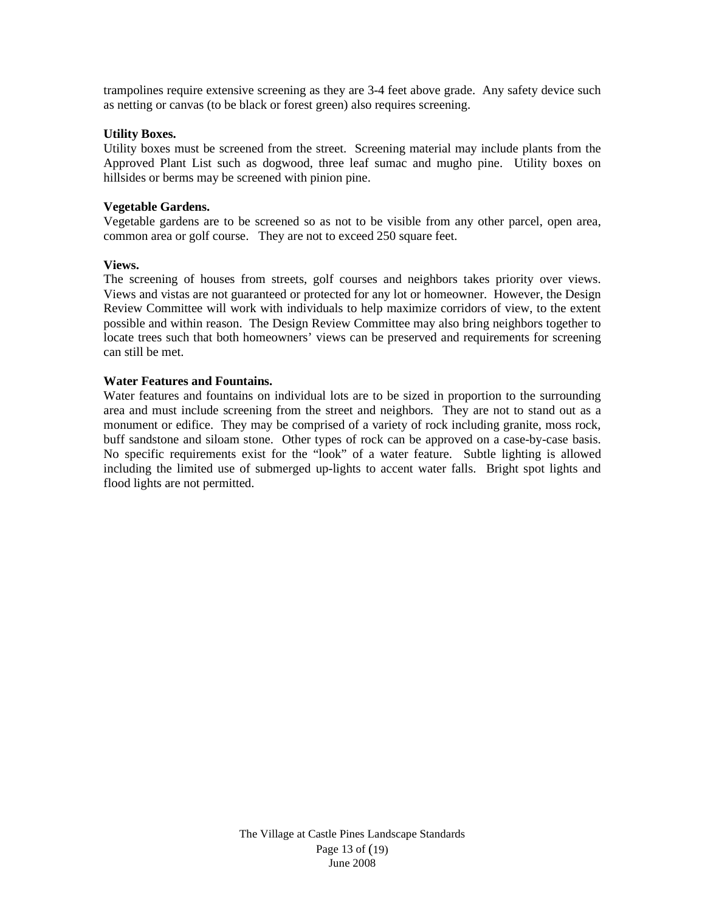trampolines require extensive screening as they are 3-4 feet above grade. Any safety device such as netting or canvas (to be black or forest green) also requires screening.

**Utility Boxes.**
Utility boxes must be screened from the street. Screening material may include plants from the Approved Plant List such as dogwood, three leaf sumac and mugho pine. Utility boxes on hillsides or berms may be screened with pinion pine.

**Vegetable Gardens.**
Vegetable gardens are to be screened so as not to be visible from any other parcel, open area, common area or golf course. They are not to exceed 250 square feet.

**Views.**
The screening of houses from streets, golf courses and neighbors takes priority over views. Views and vistas are not guaranteed or protected for any lot or homeowner. However, the Design Review Committee will work with individuals to help maximize corridors of view, to the extent possible and within reason. The Design Review Committee may also bring neighbors together to locate trees such that both homeowners' views can be preserved and requirements for screening can still be met.

**Water Features and Fountains.**
Water features and fountains on individual lots are to be sized in proportion to the surrounding area and must include screening from the street and neighbors. They are not to stand out as a monument or edifice. They may be comprised of a variety of rock including granite, moss rock, buff sandstone and siloam stone. Other types of rock can be approved on a case-by-case basis. No specific requirements exist for the "look" of a water feature. Subtle lighting is allowed including the limited use of submerged up-lights to accent water falls. Bright spot lights and flood lights are not permitted.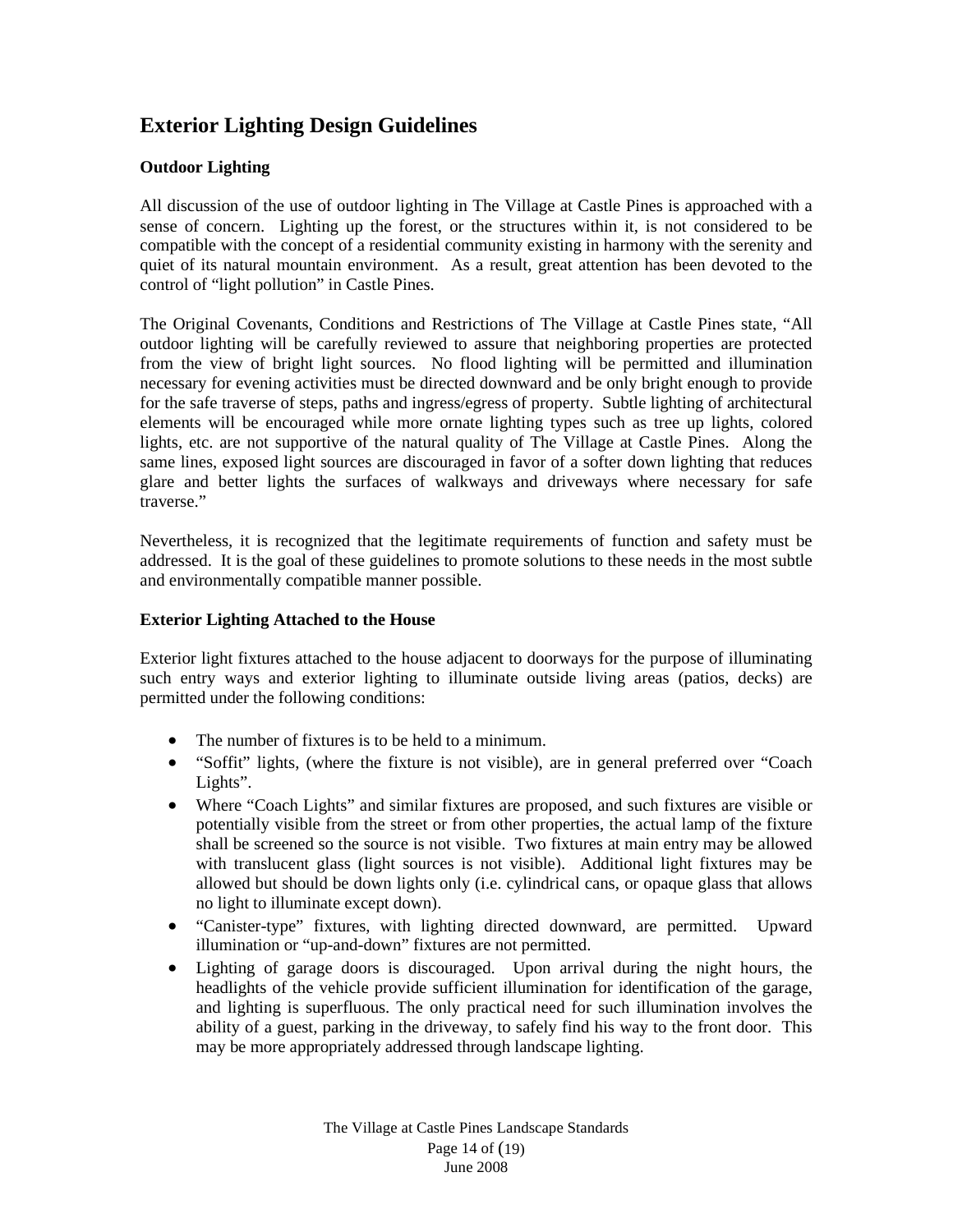# Exterior Lighting Design Guidelines

### Outdoor Lighting

All discussion of the use of outdoor lighting in The Village at Castle Pines is approached with a sense of concern. Lighting up the forest, or the structures within it, is not considered to be compatible with the concept of a residential community existing in harmony with the serenity and quiet of its natural mountain environment. As a result, great attention has been devoted to the control of "light pollution" in Castle Pines.

The Original Covenants, Conditions and Restrictions of The Village at Castle Pines state, "All outdoor lighting will be carefully reviewed to assure that neighboring properties are protected from the view of bright light sources. No flood lighting will be permitted and illumination necessary for evening activities must be directed downward and be only bright enough to provide for the safe traverse of steps, paths and ingress/egress of property. Subtle lighting of architectural elements will be encouraged while more ornate lighting types such as tree up lights, colored lights, etc. are not supportive of the natural quality of The Village at Castle Pines. Along the same lines, exposed light sources are discouraged in favor of a softer down lighting that reduces glare and better lights the surfaces of walkways and driveways where necessary for safe traverse."

Nevertheless, it is recognized that the legitimate requirements of function and safety must be addressed. It is the goal of these guidelines to promote solutions to these needs in the most subtle and environmentally compatible manner possible.

### Exterior Lighting Attached to the House

Exterior light fixtures attached to the house adjacent to doorways for the purpose of illuminating such entry ways and exterior lighting to illuminate outside living areas (patios, decks) are permitted under the following conditions:

- The number of fixtures is to be held to a minimum.
- "Soffit" lights, (where the fixture is not visible), are in general preferred over "Coach Lights".
- Where "Coach Lights" and similar fixtures are proposed, and such fixtures are visible or potentially visible from the street or from other properties, the actual lamp of the fixture shall be screened so the source is not visible. Two fixtures at main entry may be allowed with translucent glass (light sources is not visible). Additional light fixtures may be allowed but should be down lights only (i.e. cylindrical cans, or opaque glass that allows no light to illuminate except down).
- "Canister-type" fixtures, with lighting directed downward, are permitted. Upward illumination or "up-and-down" fixtures are not permitted.
- Lighting of garage doors is discouraged. Upon arrival during the night hours, the headlights of the vehicle provide sufficient illumination for identification of the garage, and lighting is superfluous. The only practical need for such illumination involves the ability of a guest, parking in the driveway, to safely find his way to the front door. This may be more appropriately addressed through landscape lighting.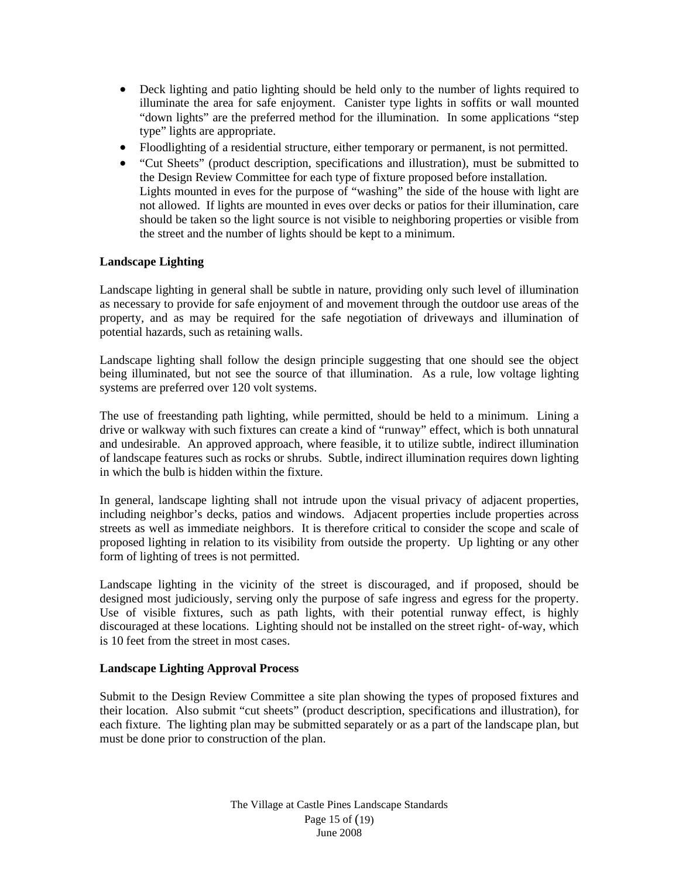- Deck lighting and patio lighting should be held only to the number of lights required to illuminate the area for safe enjoyment. Canister type lights in soffits or wall mounted "down lights" are the preferred method for the illumination. In some applications "step type" lights are appropriate.
- Floodlighting of a residential structure, either temporary or permanent, is not permitted.
- "Cut Sheets" (product description, specifications and illustration), must be submitted to the Design Review Committee for each type of fixture proposed before installation. Lights mounted in eves for the purpose of "washing" the side of the house with light are not allowed. If lights are mounted in eves over decks or patios for their illumination, care should be taken so the light source is not visible to neighboring properties or visible from the street and the number of lights should be kept to a minimum.

**Landscape Lighting**

Landscape lighting in general shall be subtle in nature, providing only such level of illumination as necessary to provide for safe enjoyment of and movement through the outdoor use areas of the property, and as may be required for the safe negotiation of driveways and illumination of potential hazards, such as retaining walls.

Landscape lighting shall follow the design principle suggesting that one should see the object being illuminated, but not see the source of that illumination. As a rule, low voltage lighting systems are preferred over 120 volt systems.

The use of freestanding path lighting, while permitted, should be held to a minimum. Lining a drive or walkway with such fixtures can create a kind of "runway" effect, which is both unnatural and undesirable. An approved approach, where feasible, it to utilize subtle, indirect illumination of landscape features such as rocks or shrubs. Subtle, indirect illumination requires down lighting in which the bulb is hidden within the fixture.

In general, landscape lighting shall not intrude upon the visual privacy of adjacent properties, including neighbor's decks, patios and windows. Adjacent properties include properties across streets as well as immediate neighbors. It is therefore critical to consider the scope and scale of proposed lighting in relation to its visibility from outside the property. Up lighting or any other form of lighting of trees is not permitted.

Landscape lighting in the vicinity of the street is discouraged, and if proposed, should be designed most judiciously, serving only the purpose of safe ingress and egress for the property. Use of visible fixtures, such as path lights, with their potential runway effect, is highly discouraged at these locations. Lighting should not be installed on the street right- of-way, which is 10 feet from the street in most cases.

**Landscape Lighting Approval Process**

Submit to the Design Review Committee a site plan showing the types of proposed fixtures and their location. Also submit "cut sheets" (product description, specifications and illustration), for each fixture. The lighting plan may be submitted separately or as a part of the landscape plan, but must be done prior to construction of the plan.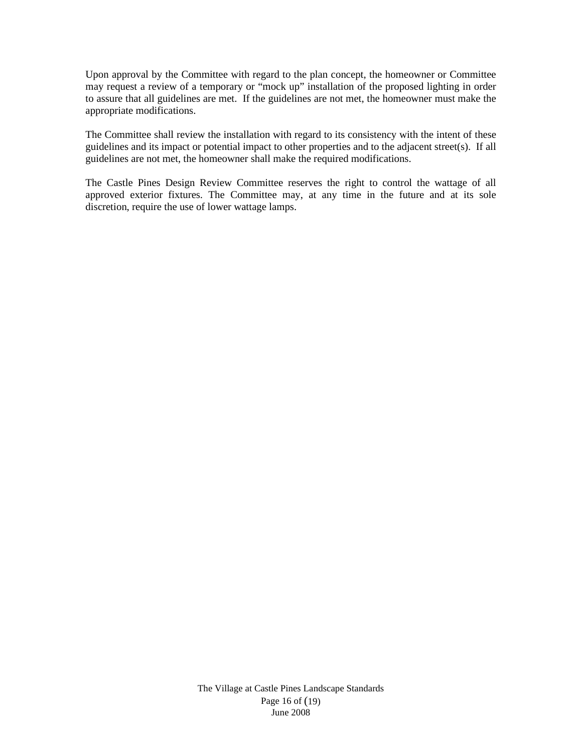Upon approval by the Committee with regard to the plan concept, the homeowner or Committee may request a review of a temporary or "mock up" installation of the proposed lighting in order to assure that all guidelines are met. If the guidelines are not met, the homeowner must make the appropriate modifications.

The Committee shall review the installation with regard to its consistency with the intent of these guidelines and its impact or potential impact to other properties and to the adjacent street(s). If all guidelines are not met, the homeowner shall make the required modifications.

The Castle Pines Design Review Committee reserves the right to control the wattage of all approved exterior fixtures. The Committee may, at any time in the future and at its sole discretion, require the use of lower wattage lamps.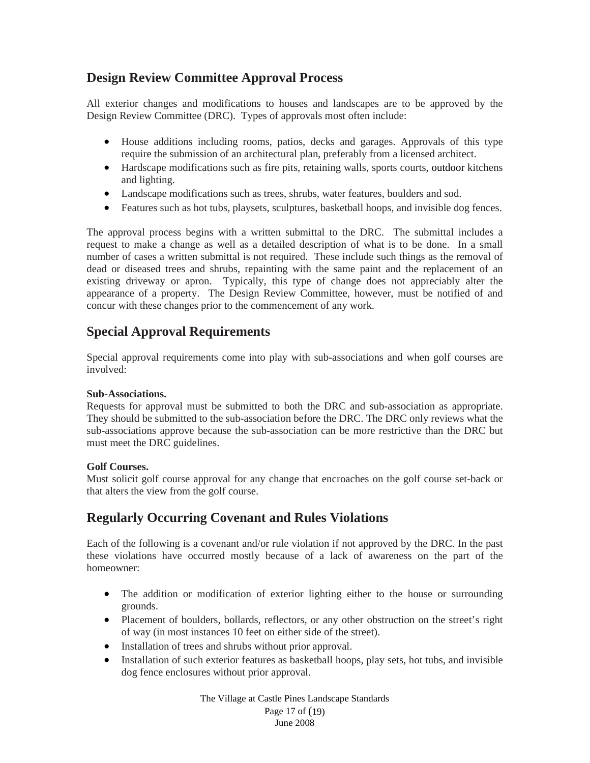## Design Review Committee Approval Process

All exterior changes and modifications to houses and landscapes are to be approved by the Design Review Committee (DRC). Types of approvals most often include:

- House additions including rooms, patios, decks and garages. Approvals of this type require the submission of an architectural plan, preferably from a licensed architect.
- Hardscape modifications such as fire pits, retaining walls, sports courts, outdoor kitchens and lighting.
- Landscape modifications such as trees, shrubs, water features, boulders and sod.
- Features such as hot tubs, playsets, sculptures, basketball hoops, and invisible dog fences.

The approval process begins with a written submittal to the DRC. The submittal includes a request to make a change as well as a detailed description of what is to be done. In a small number of cases a written submittal is not required. These include such things as the removal of dead or diseased trees and shrubs, repainting with the same paint and the replacement of an existing driveway or apron. Typically, this type of change does not appreciably alter the appearance of a property. The Design Review Committee, however, must be notified of and concur with these changes prior to the commencement of any work.

## Special Approval Requirements

Special approval requirements come into play with sub-associations and when golf courses are involved:

**Sub-Associations.**
Requests for approval must be submitted to both the DRC and sub-association as appropriate. They should be submitted to the sub-association before the DRC. The DRC only reviews what the sub-associations approve because the sub-association can be more restrictive than the DRC but must meet the DRC guidelines.

**Golf Courses.**
Must solicit golf course approval for any change that encroaches on the golf course set-back or that alters the view from the golf course.

## Regularly Occurring Covenant and Rules Violations

Each of the following is a covenant and/or rule violation if not approved by the DRC. In the past these violations have occurred mostly because of a lack of awareness on the part of the homeowner:

- The addition or modification of exterior lighting either to the house or surrounding grounds.
- Placement of boulders, bollards, reflectors, or any other obstruction on the street's right of way (in most instances 10 feet on either side of the street).
- Installation of trees and shrubs without prior approval.
- Installation of such exterior features as basketball hoops, play sets, hot tubs, and invisible dog fence enclosures without prior approval.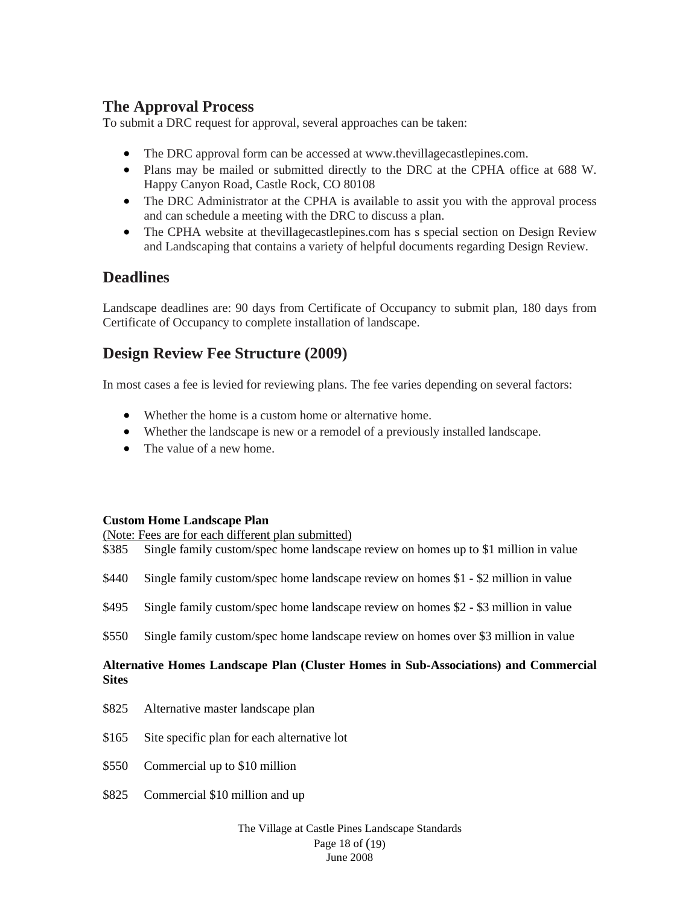## The Approval Process

To submit a DRC request for approval, several approaches can be taken:

- The DRC approval form can be accessed at www.thevillagecastlepines.com.
- Plans may be mailed or submitted directly to the DRC at the CPHA office at 688 W. Happy Canyon Road, Castle Rock, CO 80108
- The DRC Administrator at the CPHA is available to assit you with the approval process and can schedule a meeting with the DRC to discuss a plan.
- The CPHA website at thevillagecastlepines.com has s special section on Design Review and Landscaping that contains a variety of helpful documents regarding Design Review.

## Deadlines

Landscape deadlines are: 90 days from Certificate of Occupancy to submit plan, 180 days from Certificate of Occupancy to complete installation of landscape.

## Design Review Fee Structure (2009)

In most cases a fee is levied for reviewing plans. The fee varies depending on several factors:

- Whether the home is a custom home or alternative home.
- Whether the landscape is new or a remodel of a previously installed landscape.
- The value of a new home.

**Custom Home Landscape Plan**

(Note: Fees are for each different plan submitted)

$385 Single family custom/spec home landscape review on homes up to $1 million in value

$440 Single family custom/spec home landscape review on homes $1 - $2 million in value

$495 Single family custom/spec home landscape review on homes $2 - $3 million in value

$550 Single family custom/spec home landscape review on homes over $3 million in value

**Alternative Homes Landscape Plan (Cluster Homes in Sub-Associations) and Commercial Sites**

$825 Alternative master landscape plan

$165 Site specific plan for each alternative lot

$550 Commercial up to $10 million

$825 Commercial $10 million and up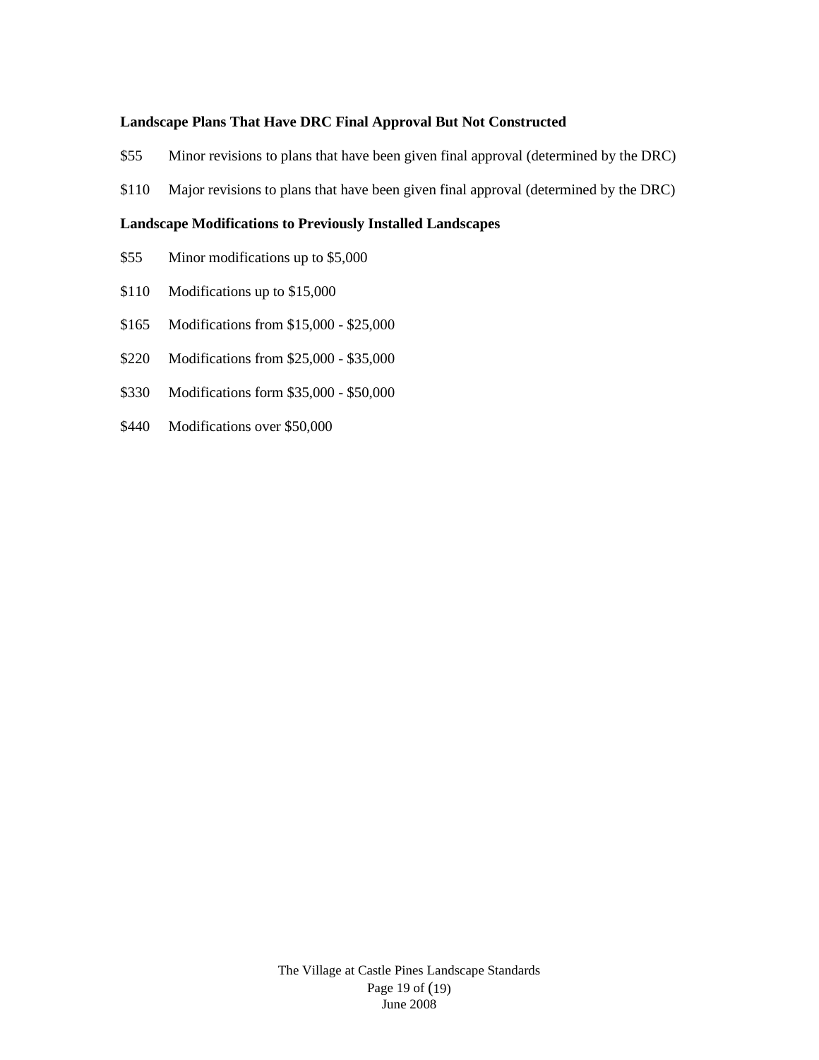**Landscape Plans That Have DRC Final Approval But Not Constructed**

$55 Minor revisions to plans that have been given final approval (determined by the DRC)

$110 Major revisions to plans that have been given final approval (determined by the DRC)

**Landscape Modifications to Previously Installed Landscapes**

$55 Minor modifications up to $5,000

$110 Modifications up to $15,000

$165 Modifications from $15,000 - $25,000

$220 Modifications from $25,000 - $35,000

$330 Modifications form $35,000 - $50,000

$440 Modifications over $50,000